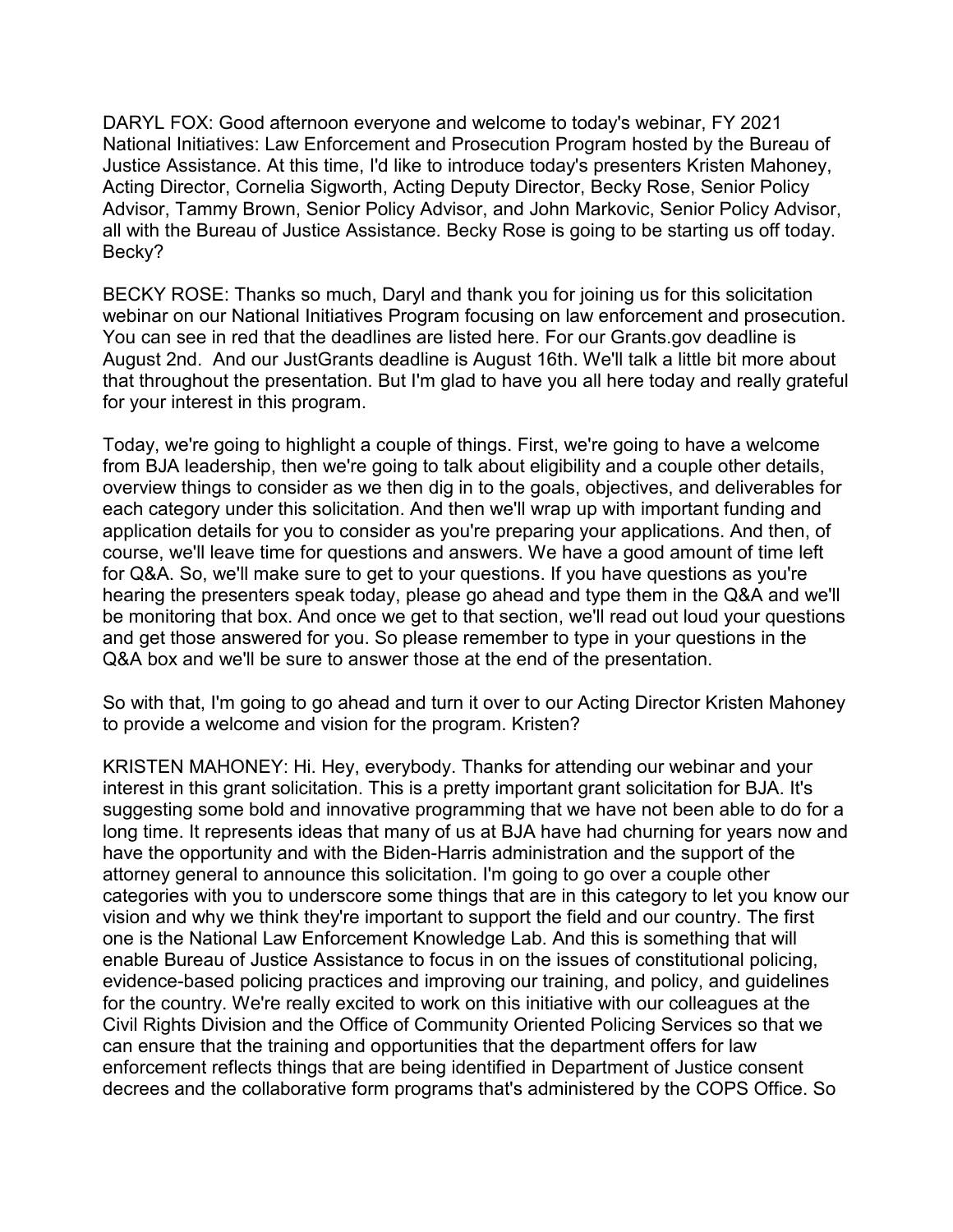DARYL FOX: Good afternoon everyone and welcome to today's webinar, FY 2021 National Initiatives: Law Enforcement and Prosecution Program hosted by the Bureau of Justice Assistance. At this time, I'd like to introduce today's presenters Kristen Mahoney, Acting Director, Cornelia Sigworth, Acting Deputy Director, Becky Rose, Senior Policy Advisor, Tammy Brown, Senior Policy Advisor, and John Markovic, Senior Policy Advisor, all with the Bureau of Justice Assistance. Becky Rose is going to be starting us off today. Becky?

BECKY ROSE: Thanks so much, Daryl and thank you for joining us for this solicitation webinar on our National Initiatives Program focusing on law enforcement and prosecution. You can see in red that the deadlines are listed here. For our Grants.gov deadline is August 2nd. And our JustGrants deadline is August 16th. We'll talk a little bit more about that throughout the presentation. But I'm glad to have you all here today and really grateful for your interest in this program.

Today, we're going to highlight a couple of things. First, we're going to have a welcome from BJA leadership, then we're going to talk about eligibility and a couple other details, overview things to consider as we then dig in to the goals, objectives, and deliverables for each category under this solicitation. And then we'll wrap up with important funding and application details for you to consider as you're preparing your applications. And then, of course, we'll leave time for questions and answers. We have a good amount of time left for Q&A. So, we'll make sure to get to your questions. If you have questions as you're hearing the presenters speak today, please go ahead and type them in the Q&A and we'll be monitoring that box. And once we get to that section, we'll read out loud your questions and get those answered for you. So please remember to type in your questions in the Q&A box and we'll be sure to answer those at the end of the presentation.

So with that, I'm going to go ahead and turn it over to our Acting Director Kristen Mahoney to provide a welcome and vision for the program. Kristen?

KRISTEN MAHONEY: Hi. Hey, everybody. Thanks for attending our webinar and your interest in this grant solicitation. This is a pretty important grant solicitation for BJA. It's suggesting some bold and innovative programming that we have not been able to do for a long time. It represents ideas that many of us at BJA have had churning for years now and have the opportunity and with the Biden-Harris administration and the support of the attorney general to announce this solicitation. I'm going to go over a couple other categories with you to underscore some things that are in this category to let you know our vision and why we think they're important to support the field and our country. The first one is the National Law Enforcement Knowledge Lab. And this is something that will enable Bureau of Justice Assistance to focus in on the issues of constitutional policing, evidence-based policing practices and improving our training, and policy, and guidelines for the country. We're really excited to work on this initiative with our colleagues at the Civil Rights Division and the Office of Community Oriented Policing Services so that we can ensure that the training and opportunities that the department offers for law enforcement reflects things that are being identified in Department of Justice consent decrees and the collaborative form programs that's administered by the COPS Office. So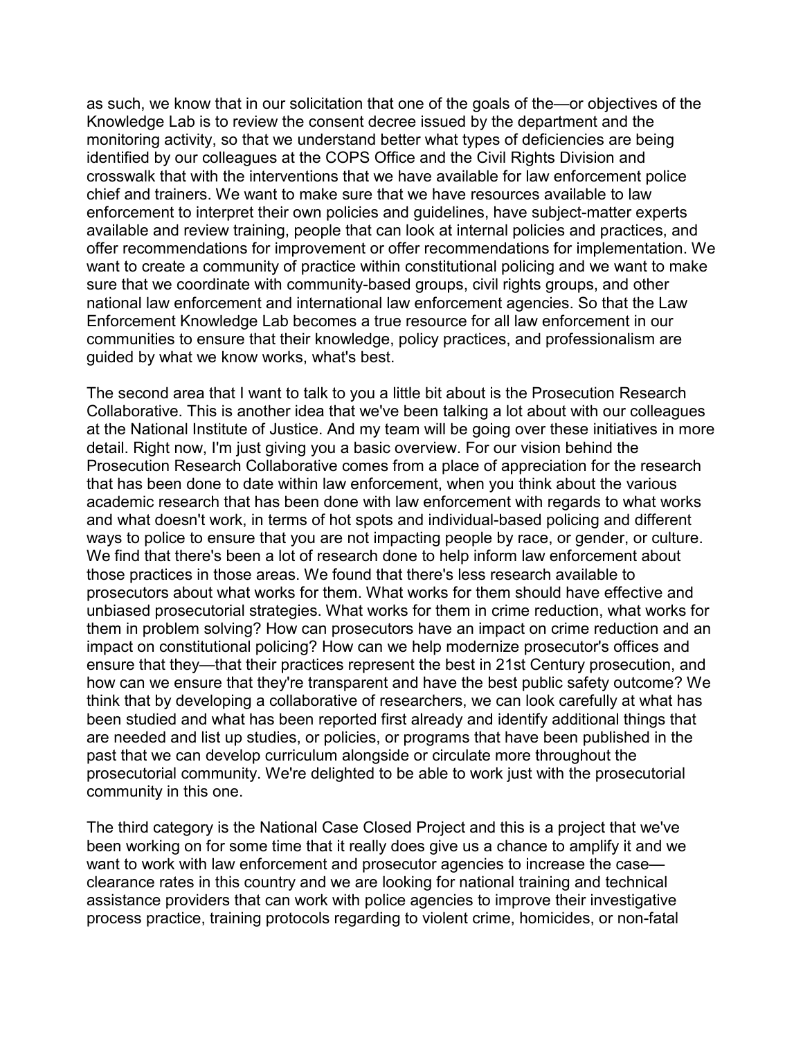as such, we know that in our solicitation that one of the goals of the—or objectives of the Knowledge Lab is to review the consent decree issued by the department and the monitoring activity, so that we understand better what types of deficiencies are being identified by our colleagues at the COPS Office and the Civil Rights Division and crosswalk that with the interventions that we have available for law enforcement police chief and trainers. We want to make sure that we have resources available to law enforcement to interpret their own policies and guidelines, have subject-matter experts available and review training, people that can look at internal policies and practices, and offer recommendations for improvement or offer recommendations for implementation. We want to create a community of practice within constitutional policing and we want to make sure that we coordinate with community-based groups, civil rights groups, and other national law enforcement and international law enforcement agencies. So that the Law Enforcement Knowledge Lab becomes a true resource for all law enforcement in our communities to ensure that their knowledge, policy practices, and professionalism are guided by what we know works, what's best.

The second area that I want to talk to you a little bit about is the Prosecution Research Collaborative. This is another idea that we've been talking a lot about with our colleagues at the National Institute of Justice. And my team will be going over these initiatives in more detail. Right now, I'm just giving you a basic overview. For our vision behind the Prosecution Research Collaborative comes from a place of appreciation for the research that has been done to date within law enforcement, when you think about the various academic research that has been done with law enforcement with regards to what works and what doesn't work, in terms of hot spots and individual-based policing and different ways to police to ensure that you are not impacting people by race, or gender, or culture. We find that there's been a lot of research done to help inform law enforcement about those practices in those areas. We found that there's less research available to prosecutors about what works for them. What works for them should have effective and unbiased prosecutorial strategies. What works for them in crime reduction, what works for them in problem solving? How can prosecutors have an impact on crime reduction and an impact on constitutional policing? How can we help modernize prosecutor's offices and ensure that they—that their practices represent the best in 21st Century prosecution, and how can we ensure that they're transparent and have the best public safety outcome? We think that by developing a collaborative of researchers, we can look carefully at what has been studied and what has been reported first already and identify additional things that are needed and list up studies, or policies, or programs that have been published in the past that we can develop curriculum alongside or circulate more throughout the prosecutorial community. We're delighted to be able to work just with the prosecutorial community in this one.

The third category is the National Case Closed Project and this is a project that we've been working on for some time that it really does give us a chance to amplify it and we want to work with law enforcement and prosecutor agencies to increase the case—clearance rates in this country and we are looking for national training and technical assistance providers that can work with police agencies to improve their investigative process practice, training protocols regarding to violent crime, homicides, or non-fatal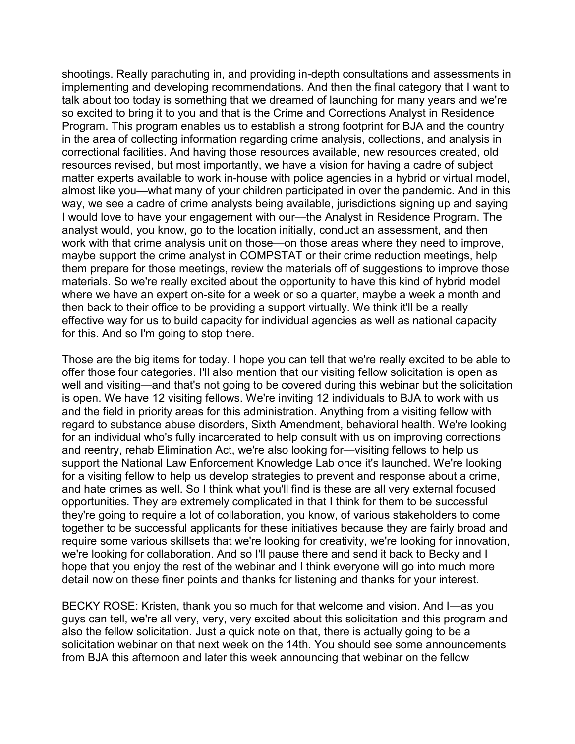shootings. Really parachuting in, and providing in-depth consultations and assessments in implementing and developing recommendations. And then the final category that I want to talk about too today is something that we dreamed of launching for many years and we're so excited to bring it to you and that is the Crime and Corrections Analyst in Residence Program. This program enables us to establish a strong footprint for BJA and the country in the area of collecting information regarding crime analysis, collections, and analysis in correctional facilities. And having those resources available, new resources created, old resources revised, but most importantly, we have a vision for having a cadre of subject matter experts available to work in-house with police agencies in a hybrid or virtual model, almost like you—what many of your children participated in over the pandemic. And in this way, we see a cadre of crime analysts being available, jurisdictions signing up and saying I would love to have your engagement with our—the Analyst in Residence Program. The analyst would, you know, go to the location initially, conduct an assessment, and then work with that crime analysis unit on those—on those areas where they need to improve, maybe support the crime analyst in COMPSTAT or their crime reduction meetings, help them prepare for those meetings, review the materials off of suggestions to improve those materials. So we're really excited about the opportunity to have this kind of hybrid model where we have an expert on-site for a week or so a quarter, maybe a week a month and then back to their office to be providing a support virtually. We think it'll be a really effective way for us to build capacity for individual agencies as well as national capacity for this. And so I'm going to stop there.

Those are the big items for today. I hope you can tell that we're really excited to be able to offer those four categories. I'll also mention that our visiting fellow solicitation is open as well and visiting—and that's not going to be covered during this webinar but the solicitation is open. We have 12 visiting fellows. We're inviting 12 individuals to BJA to work with us and the field in priority areas for this administration. Anything from a visiting fellow with regard to substance abuse disorders, Sixth Amendment, behavioral health. We're looking for an individual who's fully incarcerated to help consult with us on improving corrections and reentry, rehab Elimination Act, we're also looking for—visiting fellows to help us support the National Law Enforcement Knowledge Lab once it's launched. We're looking for a visiting fellow to help us develop strategies to prevent and response about a crime, and hate crimes as well. So I think what you'll find is these are all very external focused opportunities. They are extremely complicated in that I think for them to be successful they're going to require a lot of collaboration, you know, of various stakeholders to come together to be successful applicants for these initiatives because they are fairly broad and require some various skillsets that we're looking for creativity, we're looking for innovation, we're looking for collaboration. And so I'll pause there and send it back to Becky and I hope that you enjoy the rest of the webinar and I think everyone will go into much more detail now on these finer points and thanks for listening and thanks for your interest.

BECKY ROSE: Kristen, thank you so much for that welcome and vision. And I—as you guys can tell, we're all very, very, very excited about this solicitation and this program and also the fellow solicitation. Just a quick note on that, there is actually going to be a solicitation webinar on that next week on the 14th. You should see some announcements from BJA this afternoon and later this week announcing that webinar on the fellow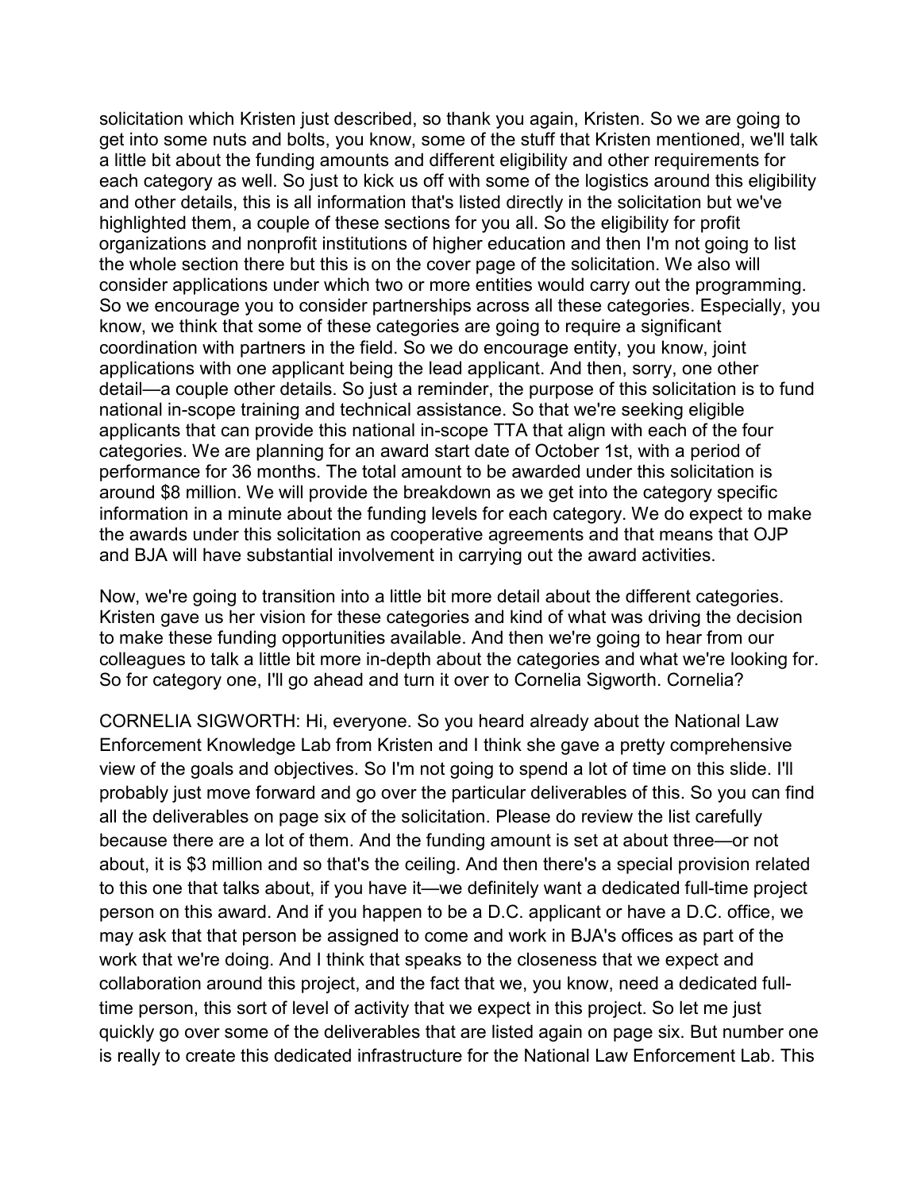solicitation which Kristen just described, so thank you again, Kristen. So we are going to get into some nuts and bolts, you know, some of the stuff that Kristen mentioned, we'll talk a little bit about the funding amounts and different eligibility and other requirements for each category as well. So just to kick us off with some of the logistics around this eligibility and other details, this is all information that's listed directly in the solicitation but we've highlighted them, a couple of these sections for you all. So the eligibility for profit organizations and nonprofit institutions of higher education and then I'm not going to list the whole section there but this is on the cover page of the solicitation. We also will consider applications under which two or more entities would carry out the programming. So we encourage you to consider partnerships across all these categories. Especially, you know, we think that some of these categories are going to require a significant coordination with partners in the field. So we do encourage entity, you know, joint applications with one applicant being the lead applicant. And then, sorry, one other detail—a couple other details. So just a reminder, the purpose of this solicitation is to fund national in-scope training and technical assistance. So that we're seeking eligible applicants that can provide this national in-scope TTA that align with each of the four categories. We are planning for an award start date of October 1st, with a period of performance for 36 months. The total amount to be awarded under this solicitation is around $8 million. We will provide the breakdown as we get into the category specific information in a minute about the funding levels for each category. We do expect to make the awards under this solicitation as cooperative agreements and that means that OJP and BJA will have substantial involvement in carrying out the award activities.

Now, we're going to transition into a little bit more detail about the different categories. Kristen gave us her vision for these categories and kind of what was driving the decision to make these funding opportunities available. And then we're going to hear from our colleagues to talk a little bit more in-depth about the categories and what we're looking for. So for category one, I'll go ahead and turn it over to Cornelia Sigworth. Cornelia?

CORNELIA SIGWORTH: Hi, everyone. So you heard already about the National Law Enforcement Knowledge Lab from Kristen and I think she gave a pretty comprehensive view of the goals and objectives. So I'm not going to spend a lot of time on this slide. I'll probably just move forward and go over the particular deliverables of this. So you can find all the deliverables on page six of the solicitation. Please do review the list carefully because there are a lot of them. And the funding amount is set at about three—or not about, it is $3 million and so that's the ceiling. And then there's a special provision related to this one that talks about, if you have it—we definitely want a dedicated full-time project person on this award. And if you happen to be a D.C. applicant or have a D.C. office, we may ask that that person be assigned to come and work in BJA's offices as part of the work that we're doing. And I think that speaks to the closeness that we expect and collaboration around this project, and the fact that we, you know, need a dedicated full-time person, this sort of level of activity that we expect in this project. So let me just quickly go over some of the deliverables that are listed again on page six. But number one is really to create this dedicated infrastructure for the National Law Enforcement Lab. This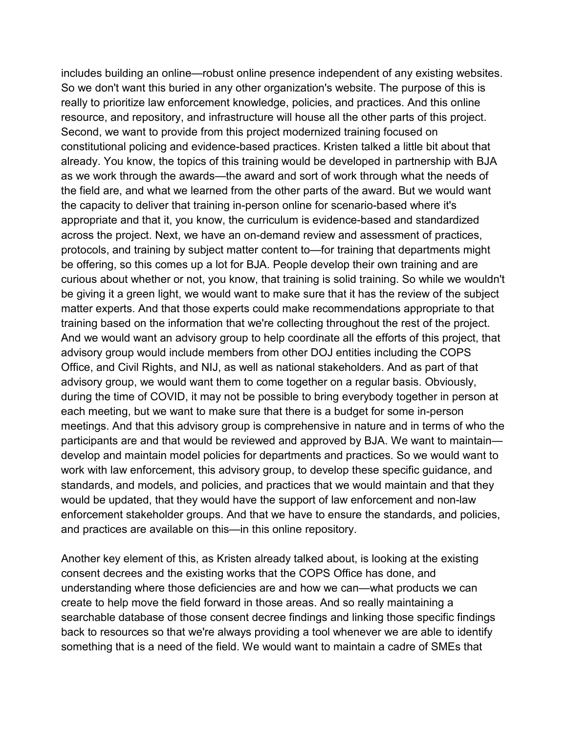includes building an online—robust online presence independent of any existing websites. So we don't want this buried in any other organization's website. The purpose of this is really to prioritize law enforcement knowledge, policies, and practices. And this online resource, and repository, and infrastructure will house all the other parts of this project. Second, we want to provide from this project modernized training focused on constitutional policing and evidence-based practices. Kristen talked a little bit about that already. You know, the topics of this training would be developed in partnership with BJA as we work through the awards—the award and sort of work through what the needs of the field are, and what we learned from the other parts of the award. But we would want the capacity to deliver that training in-person online for scenario-based where it's appropriate and that it, you know, the curriculum is evidence-based and standardized across the project. Next, we have an on-demand review and assessment of practices, protocols, and training by subject matter content to—for training that departments might be offering, so this comes up a lot for BJA. People develop their own training and are curious about whether or not, you know, that training is solid training. So while we wouldn't be giving it a green light, we would want to make sure that it has the review of the subject matter experts. And that those experts could make recommendations appropriate to that training based on the information that we're collecting throughout the rest of the project. And we would want an advisory group to help coordinate all the efforts of this project, that advisory group would include members from other DOJ entities including the COPS Office, and Civil Rights, and NIJ, as well as national stakeholders. And as part of that advisory group, we would want them to come together on a regular basis. Obviously, during the time of COVID, it may not be possible to bring everybody together in person at each meeting, but we want to make sure that there is a budget for some in-person meetings. And that this advisory group is comprehensive in nature and in terms of who the participants are and that would be reviewed and approved by BJA. We want to maintain—develop and maintain model policies for departments and practices. So we would want to work with law enforcement, this advisory group, to develop these specific guidance, and standards, and models, and policies, and practices that we would maintain and that they would be updated, that they would have the support of law enforcement and non-law enforcement stakeholder groups. And that we have to ensure the standards, and policies, and practices are available on this—in this online repository.

Another key element of this, as Kristen already talked about, is looking at the existing consent decrees and the existing works that the COPS Office has done, and understanding where those deficiencies are and how we can—what products we can create to help move the field forward in those areas. And so really maintaining a searchable database of those consent decree findings and linking those specific findings back to resources so that we're always providing a tool whenever we are able to identify something that is a need of the field. We would want to maintain a cadre of SMEs that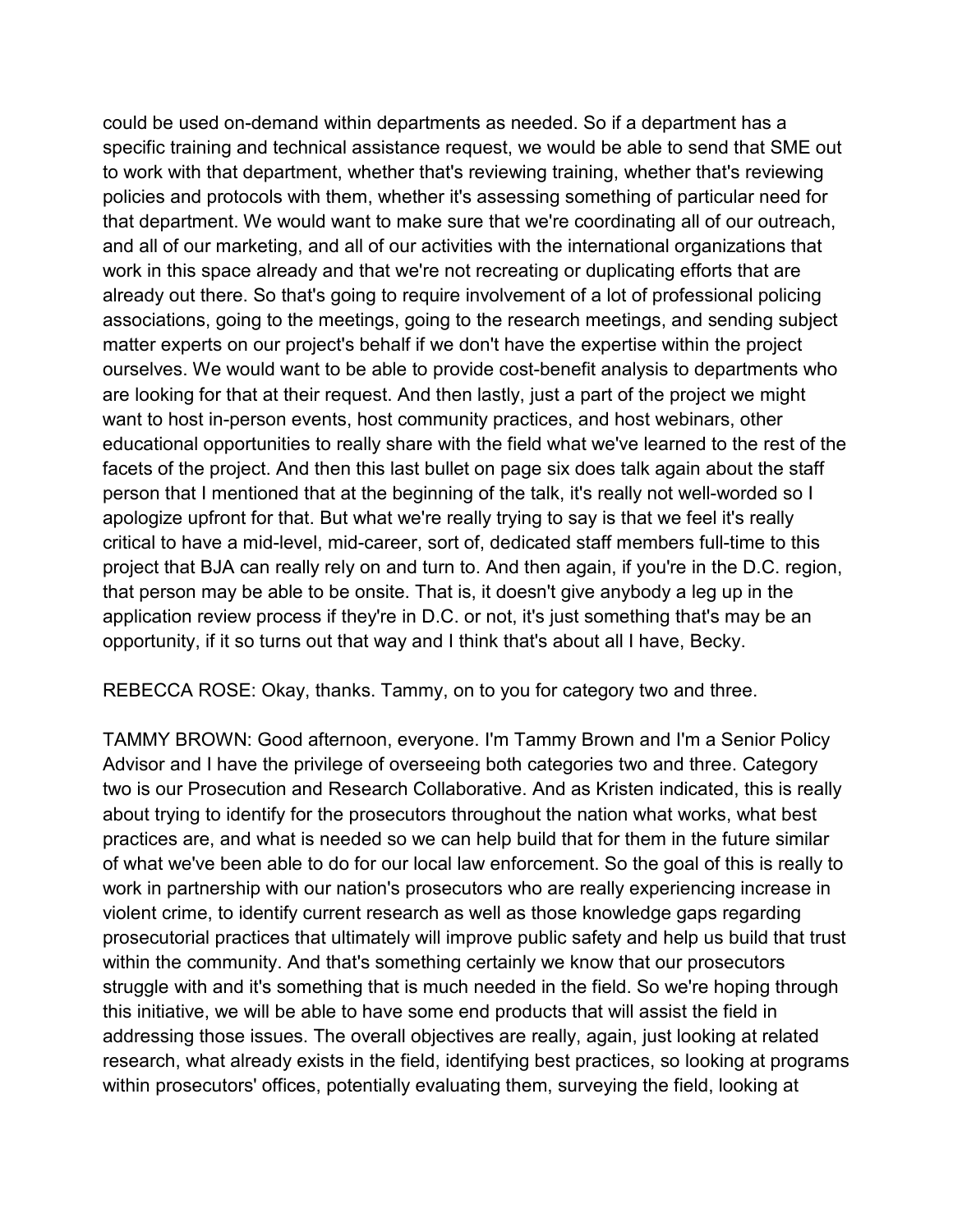could be used on-demand within departments as needed. So if a department has a specific training and technical assistance request, we would be able to send that SME out to work with that department, whether that's reviewing training, whether that's reviewing policies and protocols with them, whether it's assessing something of particular need for that department. We would want to make sure that we're coordinating all of our outreach, and all of our marketing, and all of our activities with the international organizations that work in this space already and that we're not recreating or duplicating efforts that are already out there. So that's going to require involvement of a lot of professional policing associations, going to the meetings, going to the research meetings, and sending subject matter experts on our project's behalf if we don't have the expertise within the project ourselves. We would want to be able to provide cost-benefit analysis to departments who are looking for that at their request. And then lastly, just a part of the project we might want to host in-person events, host community practices, and host webinars, other educational opportunities to really share with the field what we've learned to the rest of the facets of the project. And then this last bullet on page six does talk again about the staff person that I mentioned that at the beginning of the talk, it's really not well-worded so I apologize upfront for that. But what we're really trying to say is that we feel it's really critical to have a mid-level, mid-career, sort of, dedicated staff members full-time to this project that BJA can really rely on and turn to. And then again, if you're in the D.C. region, that person may be able to be onsite. That is, it doesn't give anybody a leg up in the application review process if they're in D.C. or not, it's just something that's may be an opportunity, if it so turns out that way and I think that's about all I have, Becky.

REBECCA ROSE: Okay, thanks. Tammy, on to you for category two and three.

TAMMY BROWN: Good afternoon, everyone. I'm Tammy Brown and I'm a Senior Policy Advisor and I have the privilege of overseeing both categories two and three. Category two is our Prosecution and Research Collaborative. And as Kristen indicated, this is really about trying to identify for the prosecutors throughout the nation what works, what best practices are, and what is needed so we can help build that for them in the future similar of what we've been able to do for our local law enforcement. So the goal of this is really to work in partnership with our nation's prosecutors who are really experiencing increase in violent crime, to identify current research as well as those knowledge gaps regarding prosecutorial practices that ultimately will improve public safety and help us build that trust within the community. And that's something certainly we know that our prosecutors struggle with and it's something that is much needed in the field. So we're hoping through this initiative, we will be able to have some end products that will assist the field in addressing those issues. The overall objectives are really, again, just looking at related research, what already exists in the field, identifying best practices, so looking at programs within prosecutors' offices, potentially evaluating them, surveying the field, looking at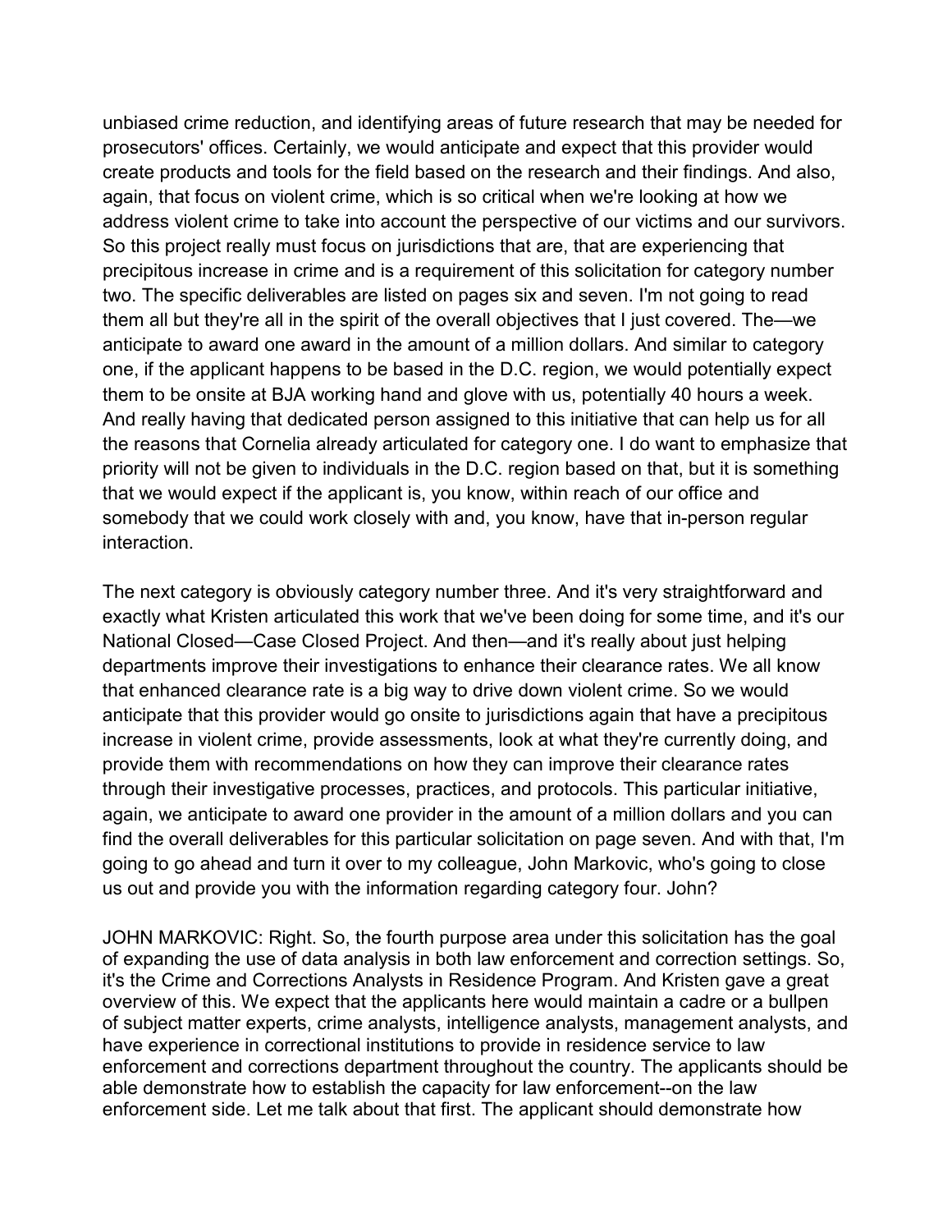unbiased crime reduction, and identifying areas of future research that may be needed for prosecutors' offices. Certainly, we would anticipate and expect that this provider would create products and tools for the field based on the research and their findings. And also, again, that focus on violent crime, which is so critical when we're looking at how we address violent crime to take into account the perspective of our victims and our survivors. So this project really must focus on jurisdictions that are, that are experiencing that precipitous increase in crime and is a requirement of this solicitation for category number two. The specific deliverables are listed on pages six and seven. I'm not going to read them all but they're all in the spirit of the overall objectives that I just covered. The—we anticipate to award one award in the amount of a million dollars. And similar to category one, if the applicant happens to be based in the D.C. region, we would potentially expect them to be onsite at BJA working hand and glove with us, potentially 40 hours a week. And really having that dedicated person assigned to this initiative that can help us for all the reasons that Cornelia already articulated for category one. I do want to emphasize that priority will not be given to individuals in the D.C. region based on that, but it is something that we would expect if the applicant is, you know, within reach of our office and somebody that we could work closely with and, you know, have that in-person regular interaction.

The next category is obviously category number three. And it's very straightforward and exactly what Kristen articulated this work that we've been doing for some time, and it's our National Closed—Case Closed Project. And then—and it's really about just helping departments improve their investigations to enhance their clearance rates. We all know that enhanced clearance rate is a big way to drive down violent crime. So we would anticipate that this provider would go onsite to jurisdictions again that have a precipitous increase in violent crime, provide assessments, look at what they're currently doing, and provide them with recommendations on how they can improve their clearance rates through their investigative processes, practices, and protocols. This particular initiative, again, we anticipate to award one provider in the amount of a million dollars and you can find the overall deliverables for this particular solicitation on page seven. And with that, I'm going to go ahead and turn it over to my colleague, John Markovic, who's going to close us out and provide you with the information regarding category four. John?

JOHN MARKOVIC: Right. So, the fourth purpose area under this solicitation has the goal of expanding the use of data analysis in both law enforcement and correction settings. So, it's the Crime and Corrections Analysts in Residence Program. And Kristen gave a great overview of this. We expect that the applicants here would maintain a cadre or a bullpen of subject matter experts, crime analysts, intelligence analysts, management analysts, and have experience in correctional institutions to provide in residence service to law enforcement and corrections department throughout the country. The applicants should be able demonstrate how to establish the capacity for law enforcement--on the law enforcement side. Let me talk about that first. The applicant should demonstrate how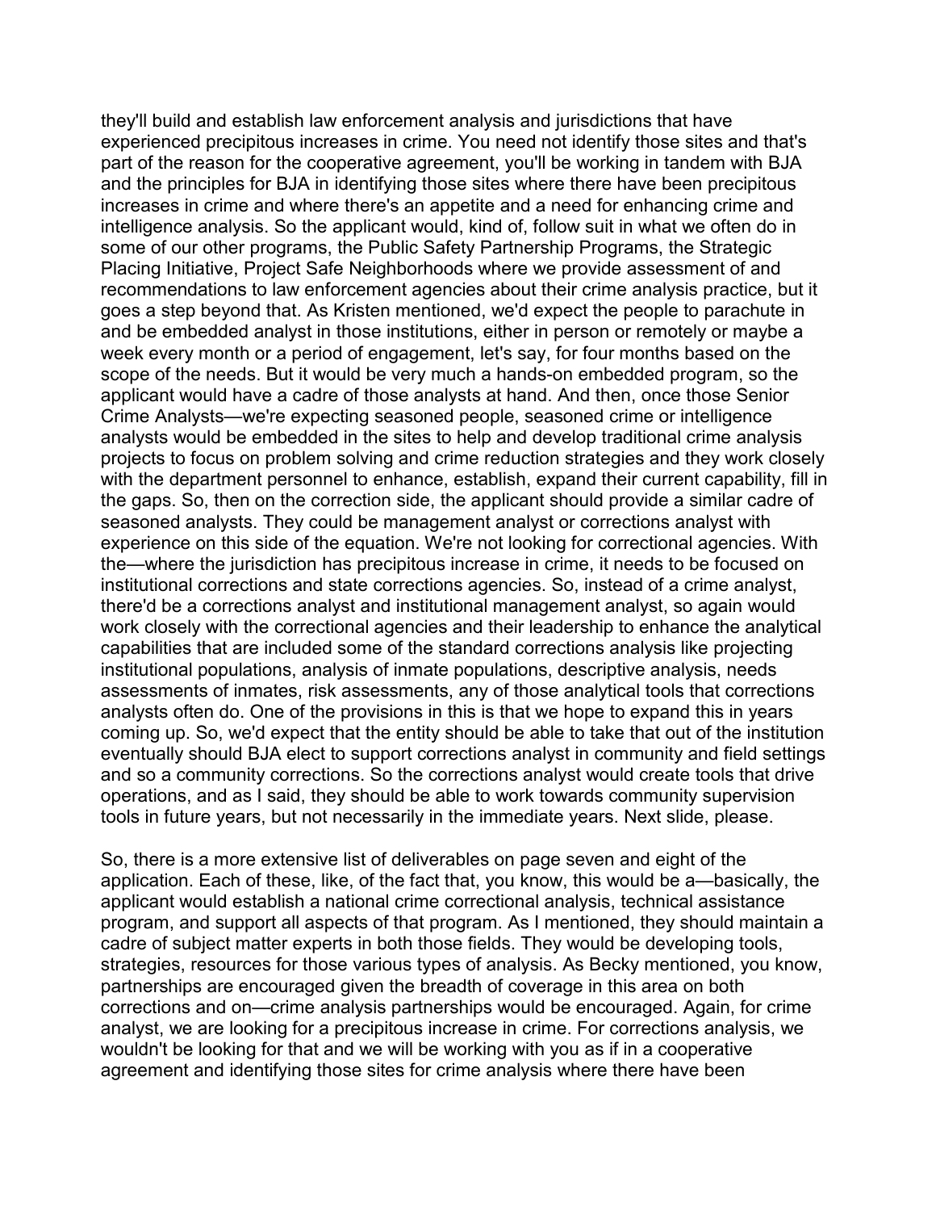they'll build and establish law enforcement analysis and jurisdictions that have experienced precipitous increases in crime. You need not identify those sites and that's part of the reason for the cooperative agreement, you'll be working in tandem with BJA and the principles for BJA in identifying those sites where there have been precipitous increases in crime and where there's an appetite and a need for enhancing crime and intelligence analysis. So the applicant would, kind of, follow suit in what we often do in some of our other programs, the Public Safety Partnership Programs, the Strategic Placing Initiative, Project Safe Neighborhoods where we provide assessment of and recommendations to law enforcement agencies about their crime analysis practice, but it goes a step beyond that. As Kristen mentioned, we'd expect the people to parachute in and be embedded analyst in those institutions, either in person or remotely or maybe a week every month or a period of engagement, let's say, for four months based on the scope of the needs. But it would be very much a hands-on embedded program, so the applicant would have a cadre of those analysts at hand. And then, once those Senior Crime Analysts—we're expecting seasoned people, seasoned crime or intelligence analysts would be embedded in the sites to help and develop traditional crime analysis projects to focus on problem solving and crime reduction strategies and they work closely with the department personnel to enhance, establish, expand their current capability, fill in the gaps. So, then on the correction side, the applicant should provide a similar cadre of seasoned analysts. They could be management analyst or corrections analyst with experience on this side of the equation. We're not looking for correctional agencies. With the—where the jurisdiction has precipitous increase in crime, it needs to be focused on institutional corrections and state corrections agencies. So, instead of a crime analyst, there'd be a corrections analyst and institutional management analyst, so again would work closely with the correctional agencies and their leadership to enhance the analytical capabilities that are included some of the standard corrections analysis like projecting institutional populations, analysis of inmate populations, descriptive analysis, needs assessments of inmates, risk assessments, any of those analytical tools that corrections analysts often do. One of the provisions in this is that we hope to expand this in years coming up. So, we'd expect that the entity should be able to take that out of the institution eventually should BJA elect to support corrections analyst in community and field settings and so a community corrections. So the corrections analyst would create tools that drive operations, and as I said, they should be able to work towards community supervision tools in future years, but not necessarily in the immediate years. Next slide, please.

So, there is a more extensive list of deliverables on page seven and eight of the application. Each of these, like, of the fact that, you know, this would be a—basically, the applicant would establish a national crime correctional analysis, technical assistance program, and support all aspects of that program. As I mentioned, they should maintain a cadre of subject matter experts in both those fields. They would be developing tools, strategies, resources for those various types of analysis. As Becky mentioned, you know, partnerships are encouraged given the breadth of coverage in this area on both corrections and on—crime analysis partnerships would be encouraged. Again, for crime analyst, we are looking for a precipitous increase in crime. For corrections analysis, we wouldn't be looking for that and we will be working with you as if in a cooperative agreement and identifying those sites for crime analysis where there have been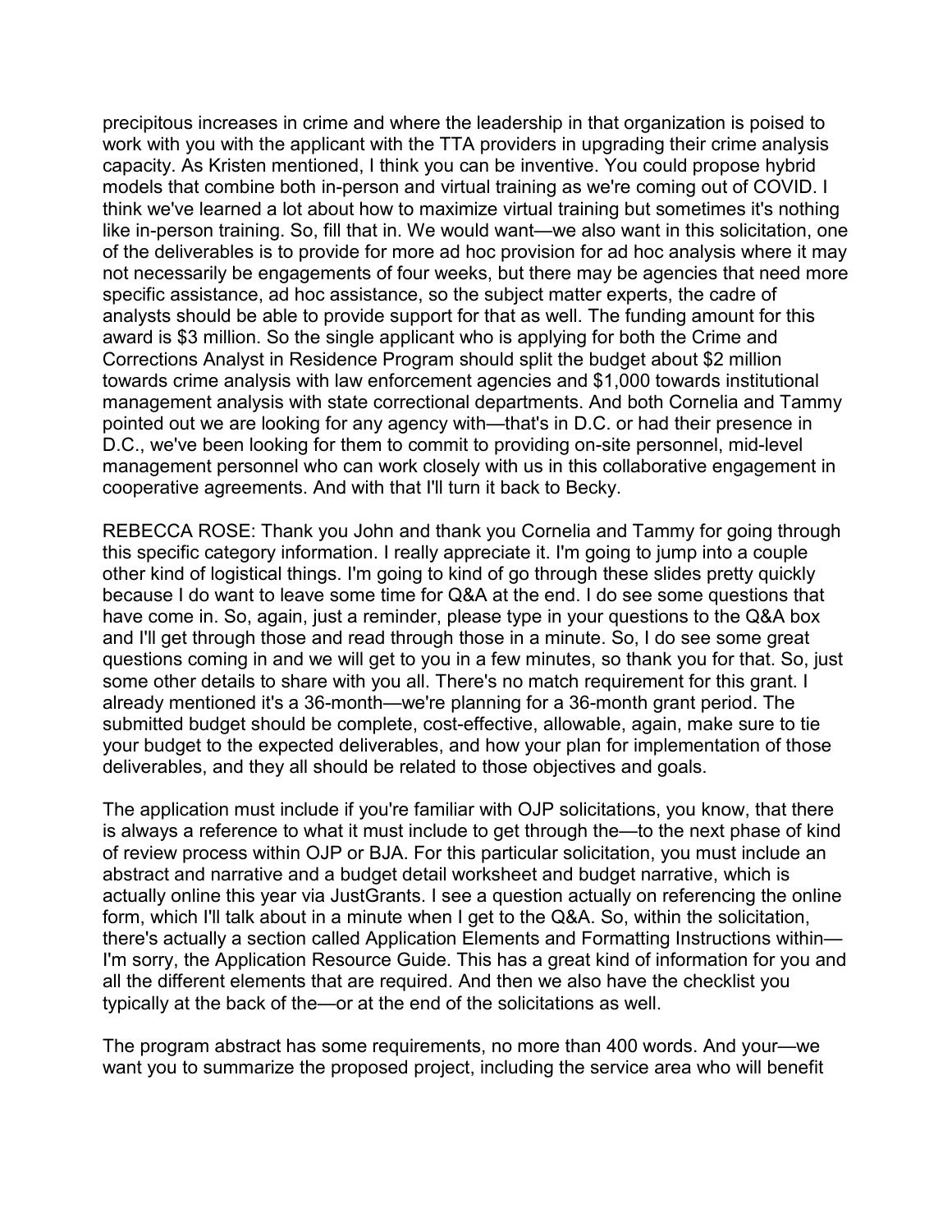precipitous increases in crime and where the leadership in that organization is poised to work with you with the applicant with the TTA providers in upgrading their crime analysis capacity. As Kristen mentioned, I think you can be inventive. You could propose hybrid models that combine both in-person and virtual training as we're coming out of COVID. I think we've learned a lot about how to maximize virtual training but sometimes it's nothing like in-person training. So, fill that in. We would want—we also want in this solicitation, one of the deliverables is to provide for more ad hoc provision for ad hoc analysis where it may not necessarily be engagements of four weeks, but there may be agencies that need more specific assistance, ad hoc assistance, so the subject matter experts, the cadre of analysts should be able to provide support for that as well. The funding amount for this award is $3 million. So the single applicant who is applying for both the Crime and Corrections Analyst in Residence Program should split the budget about $2 million towards crime analysis with law enforcement agencies and $1,000 towards institutional management analysis with state correctional departments. And both Cornelia and Tammy pointed out we are looking for any agency with—that's in D.C. or had their presence in D.C., we've been looking for them to commit to providing on-site personnel, mid-level management personnel who can work closely with us in this collaborative engagement in cooperative agreements. And with that I'll turn it back to Becky.

REBECCA ROSE: Thank you John and thank you Cornelia and Tammy for going through this specific category information. I really appreciate it. I'm going to jump into a couple other kind of logistical things. I'm going to kind of go through these slides pretty quickly because I do want to leave some time for Q&A at the end. I do see some questions that have come in. So, again, just a reminder, please type in your questions to the Q&A box and I'll get through those and read through those in a minute. So, I do see some great questions coming in and we will get to you in a few minutes, so thank you for that. So, just some other details to share with you all. There's no match requirement for this grant. I already mentioned it's a 36-month—we're planning for a 36-month grant period. The submitted budget should be complete, cost-effective, allowable, again, make sure to tie your budget to the expected deliverables, and how your plan for implementation of those deliverables, and they all should be related to those objectives and goals.

The application must include if you're familiar with OJP solicitations, you know, that there is always a reference to what it must include to get through the—to the next phase of kind of review process within OJP or BJA. For this particular solicitation, you must include an abstract and narrative and a budget detail worksheet and budget narrative, which is actually online this year via JustGrants. I see a question actually on referencing the online form, which I'll talk about in a minute when I get to the Q&A. So, within the solicitation, there's actually a section called Application Elements and Formatting Instructions within—I'm sorry, the Application Resource Guide. This has a great kind of information for you and all the different elements that are required. And then we also have the checklist you typically at the back of the—or at the end of the solicitations as well.

The program abstract has some requirements, no more than 400 words. And your—we want you to summarize the proposed project, including the service area who will benefit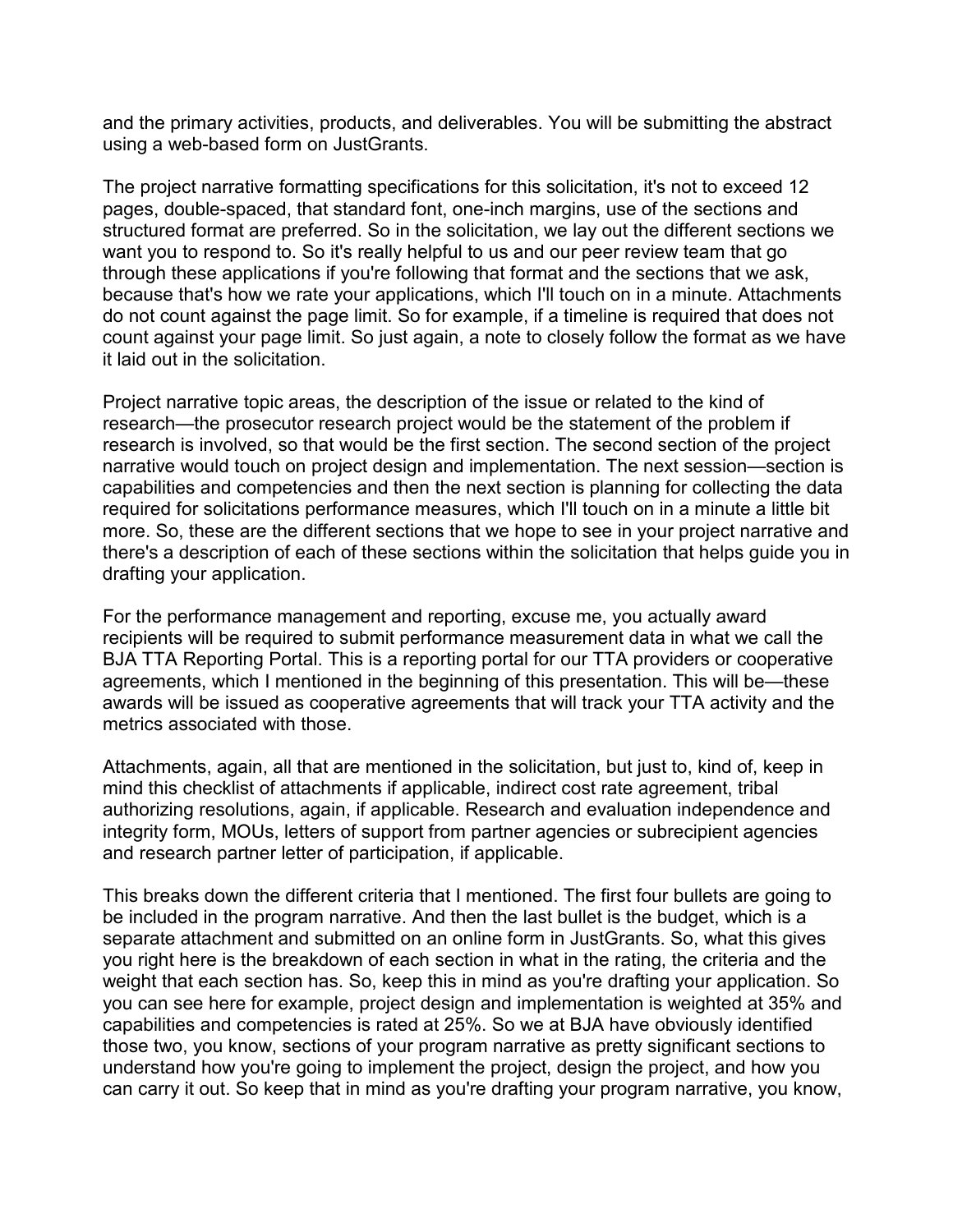and the primary activities, products, and deliverables. You will be submitting the abstract using a web-based form on JustGrants.

The project narrative formatting specifications for this solicitation, it's not to exceed 12 pages, double-spaced, that standard font, one-inch margins, use of the sections and structured format are preferred. So in the solicitation, we lay out the different sections we want you to respond to. So it's really helpful to us and our peer review team that go through these applications if you're following that format and the sections that we ask, because that's how we rate your applications, which I'll touch on in a minute. Attachments do not count against the page limit. So for example, if a timeline is required that does not count against your page limit. So just again, a note to closely follow the format as we have it laid out in the solicitation.

Project narrative topic areas, the description of the issue or related to the kind of research—the prosecutor research project would be the statement of the problem if research is involved, so that would be the first section. The second section of the project narrative would touch on project design and implementation. The next session—section is capabilities and competencies and then the next section is planning for collecting the data required for solicitations performance measures, which I'll touch on in a minute a little bit more. So, these are the different sections that we hope to see in your project narrative and there's a description of each of these sections within the solicitation that helps guide you in drafting your application.

For the performance management and reporting, excuse me, you actually award recipients will be required to submit performance measurement data in what we call the BJA TTA Reporting Portal. This is a reporting portal for our TTA providers or cooperative agreements, which I mentioned in the beginning of this presentation. This will be—these awards will be issued as cooperative agreements that will track your TTA activity and the metrics associated with those.

Attachments, again, all that are mentioned in the solicitation, but just to, kind of, keep in mind this checklist of attachments if applicable, indirect cost rate agreement, tribal authorizing resolutions, again, if applicable. Research and evaluation independence and integrity form, MOUs, letters of support from partner agencies or subrecipient agencies and research partner letter of participation, if applicable.

This breaks down the different criteria that I mentioned. The first four bullets are going to be included in the program narrative. And then the last bullet is the budget, which is a separate attachment and submitted on an online form in JustGrants. So, what this gives you right here is the breakdown of each section in what in the rating, the criteria and the weight that each section has. So, keep this in mind as you're drafting your application. So you can see here for example, project design and implementation is weighted at 35% and capabilities and competencies is rated at 25%. So we at BJA have obviously identified those two, you know, sections of your program narrative as pretty significant sections to understand how you're going to implement the project, design the project, and how you can carry it out. So keep that in mind as you're drafting your program narrative, you know,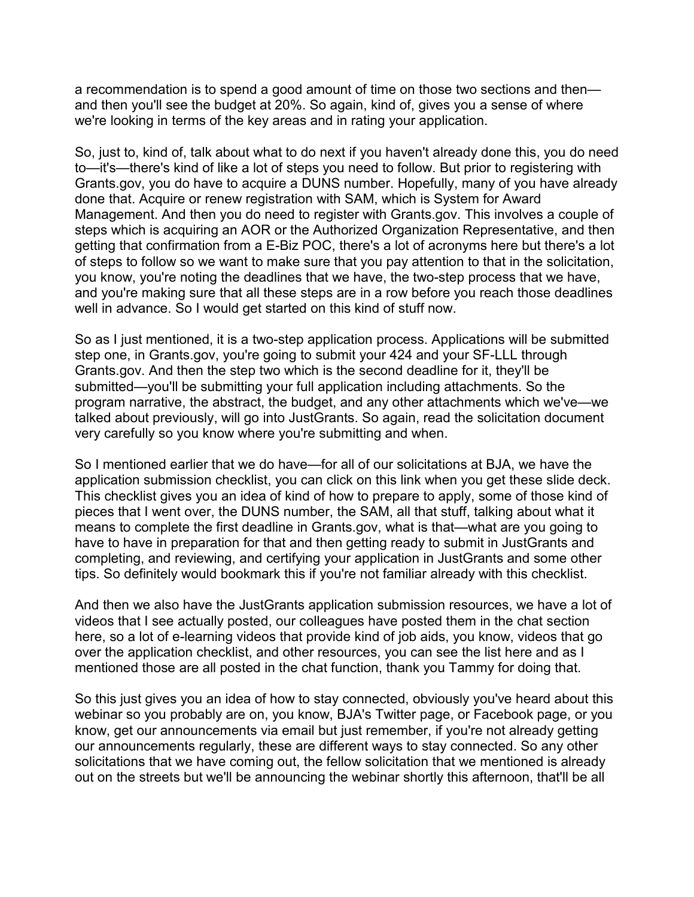a recommendation is to spend a good amount of time on those two sections and then—and then you'll see the budget at 20%. So again, kind of, gives you a sense of where we're looking in terms of the key areas and in rating your application.

So, just to, kind of, talk about what to do next if you haven't already done this, you do need to—it's—there's kind of like a lot of steps you need to follow. But prior to registering with Grants.gov, you do have to acquire a DUNS number. Hopefully, many of you have already done that. Acquire or renew registration with SAM, which is System for Award Management. And then you do need to register with Grants.gov. This involves a couple of steps which is acquiring an AOR or the Authorized Organization Representative, and then getting that confirmation from a E-Biz POC, there's a lot of acronyms here but there's a lot of steps to follow so we want to make sure that you pay attention to that in the solicitation, you know, you're noting the deadlines that we have, the two-step process that we have, and you're making sure that all these steps are in a row before you reach those deadlines well in advance. So I would get started on this kind of stuff now.

So as I just mentioned, it is a two-step application process. Applications will be submitted step one, in Grants.gov, you're going to submit your 424 and your SF-LLL through Grants.gov. And then the step two which is the second deadline for it, they'll be submitted—you'll be submitting your full application including attachments. So the program narrative, the abstract, the budget, and any other attachments which we've—we talked about previously, will go into JustGrants. So again, read the solicitation document very carefully so you know where you're submitting and when.

So I mentioned earlier that we do have—for all of our solicitations at BJA, we have the application submission checklist, you can click on this link when you get these slide deck. This checklist gives you an idea of kind of how to prepare to apply, some of those kind of pieces that I went over, the DUNS number, the SAM, all that stuff, talking about what it means to complete the first deadline in Grants.gov, what is that—what are you going to have to have in preparation for that and then getting ready to submit in JustGrants and completing, and reviewing, and certifying your application in JustGrants and some other tips. So definitely would bookmark this if you're not familiar already with this checklist.

And then we also have the JustGrants application submission resources, we have a lot of videos that I see actually posted, our colleagues have posted them in the chat section here, so a lot of e-learning videos that provide kind of job aids, you know, videos that go over the application checklist, and other resources, you can see the list here and as I mentioned those are all posted in the chat function, thank you Tammy for doing that.

So this just gives you an idea of how to stay connected, obviously you've heard about this webinar so you probably are on, you know, BJA's Twitter page, or Facebook page, or you know, get our announcements via email but just remember, if you're not already getting our announcements regularly, these are different ways to stay connected. So any other solicitations that we have coming out, the fellow solicitation that we mentioned is already out on the streets but we'll be announcing the webinar shortly this afternoon, that'll be all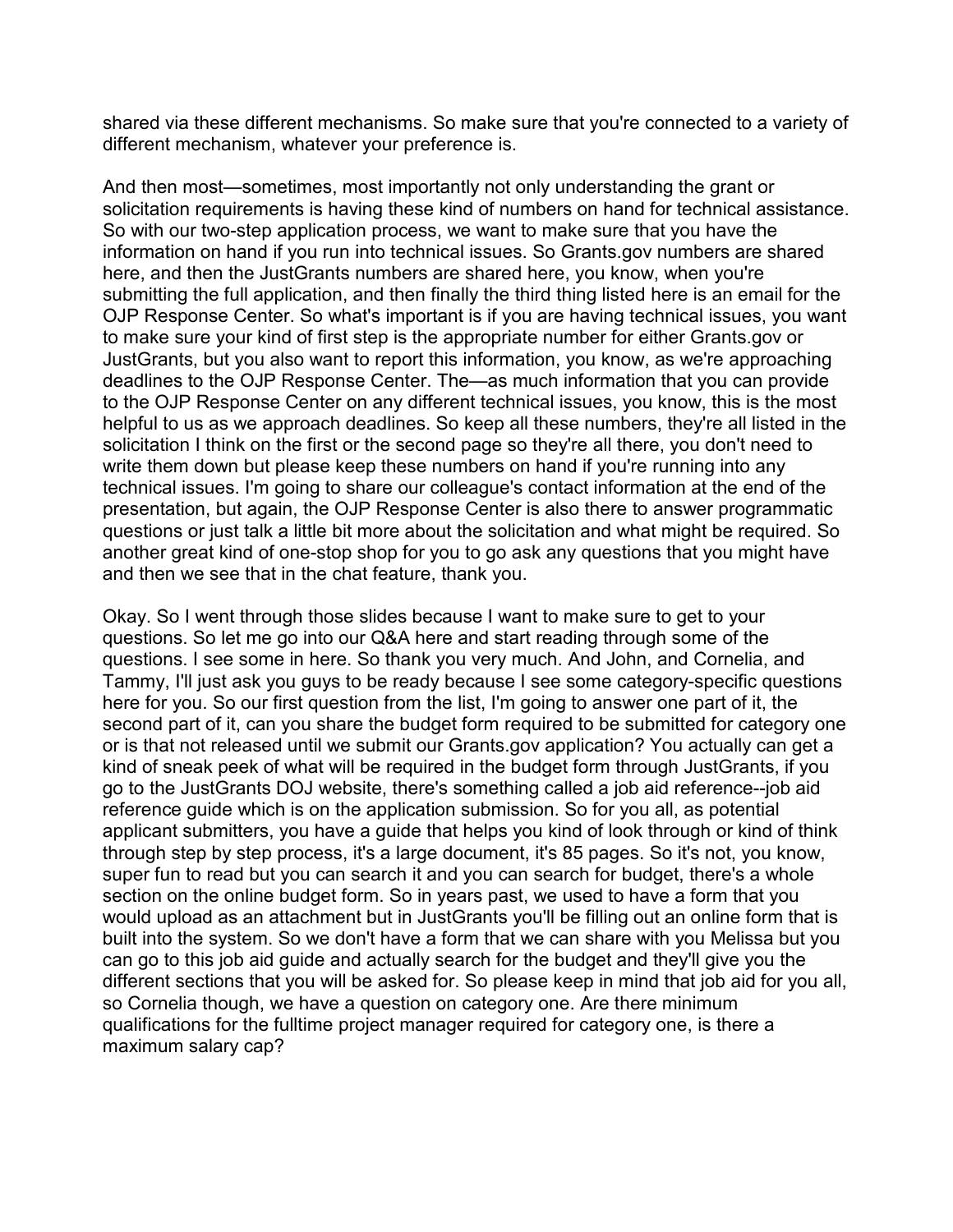shared via these different mechanisms. So make sure that you're connected to a variety of different mechanism, whatever your preference is.

And then most—sometimes, most importantly not only understanding the grant or solicitation requirements is having these kind of numbers on hand for technical assistance. So with our two-step application process, we want to make sure that you have the information on hand if you run into technical issues. So Grants.gov numbers are shared here, and then the JustGrants numbers are shared here, you know, when you're submitting the full application, and then finally the third thing listed here is an email for the OJP Response Center. So what's important is if you are having technical issues, you want to make sure your kind of first step is the appropriate number for either Grants.gov or JustGrants, but you also want to report this information, you know, as we're approaching deadlines to the OJP Response Center. The—as much information that you can provide to the OJP Response Center on any different technical issues, you know, this is the most helpful to us as we approach deadlines. So keep all these numbers, they're all listed in the solicitation I think on the first or the second page so they're all there, you don't need to write them down but please keep these numbers on hand if you're running into any technical issues. I'm going to share our colleague's contact information at the end of the presentation, but again, the OJP Response Center is also there to answer programmatic questions or just talk a little bit more about the solicitation and what might be required. So another great kind of one-stop shop for you to go ask any questions that you might have and then we see that in the chat feature, thank you.

Okay. So I went through those slides because I want to make sure to get to your questions. So let me go into our Q&A here and start reading through some of the questions. I see some in here. So thank you very much. And John, and Cornelia, and Tammy, I'll just ask you guys to be ready because I see some category-specific questions here for you. So our first question from the list, I'm going to answer one part of it, the second part of it, can you share the budget form required to be submitted for category one or is that not released until we submit our Grants.gov application? You actually can get a kind of sneak peek of what will be required in the budget form through JustGrants, if you go to the JustGrants DOJ website, there's something called a job aid reference--job aid reference guide which is on the application submission. So for you all, as potential applicant submitters, you have a guide that helps you kind of look through or kind of think through step by step process, it's a large document, it's 85 pages. So it's not, you know, super fun to read but you can search it and you can search for budget, there's a whole section on the online budget form. So in years past, we used to have a form that you would upload as an attachment but in JustGrants you'll be filling out an online form that is built into the system. So we don't have a form that we can share with you Melissa but you can go to this job aid guide and actually search for the budget and they'll give you the different sections that you will be asked for. So please keep in mind that job aid for you all, so Cornelia though, we have a question on category one. Are there minimum qualifications for the fulltime project manager required for category one, is there a maximum salary cap?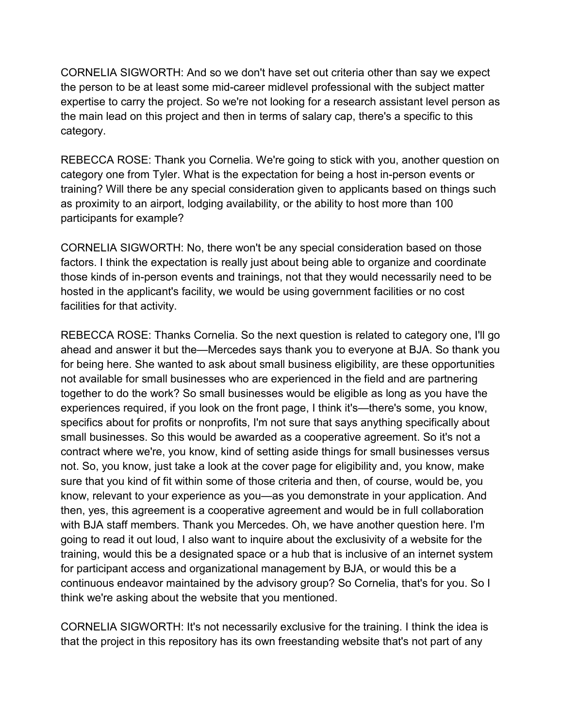CORNELIA SIGWORTH: And so we don't have set out criteria other than say we expect the person to be at least some mid-career midlevel professional with the subject matter expertise to carry the project. So we're not looking for a research assistant level person as the main lead on this project and then in terms of salary cap, there's a specific to this category.

REBECCA ROSE: Thank you Cornelia. We're going to stick with you, another question on category one from Tyler. What is the expectation for being a host in-person events or training? Will there be any special consideration given to applicants based on things such as proximity to an airport, lodging availability, or the ability to host more than 100 participants for example?

CORNELIA SIGWORTH: No, there won't be any special consideration based on those factors. I think the expectation is really just about being able to organize and coordinate those kinds of in-person events and trainings, not that they would necessarily need to be hosted in the applicant's facility, we would be using government facilities or no cost facilities for that activity.

REBECCA ROSE: Thanks Cornelia. So the next question is related to category one, I'll go ahead and answer it but the—Mercedes says thank you to everyone at BJA. So thank you for being here. She wanted to ask about small business eligibility, are these opportunities not available for small businesses who are experienced in the field and are partnering together to do the work? So small businesses would be eligible as long as you have the experiences required, if you look on the front page, I think it's—there's some, you know, specifics about for profits or nonprofits, I'm not sure that says anything specifically about small businesses. So this would be awarded as a cooperative agreement. So it's not a contract where we're, you know, kind of setting aside things for small businesses versus not. So, you know, just take a look at the cover page for eligibility and, you know, make sure that you kind of fit within some of those criteria and then, of course, would be, you know, relevant to your experience as you—as you demonstrate in your application. And then, yes, this agreement is a cooperative agreement and would be in full collaboration with BJA staff members. Thank you Mercedes. Oh, we have another question here. I'm going to read it out loud, I also want to inquire about the exclusivity of a website for the training, would this be a designated space or a hub that is inclusive of an internet system for participant access and organizational management by BJA, or would this be a continuous endeavor maintained by the advisory group? So Cornelia, that's for you. So I think we're asking about the website that you mentioned.

CORNELIA SIGWORTH: It's not necessarily exclusive for the training. I think the idea is that the project in this repository has its own freestanding website that's not part of any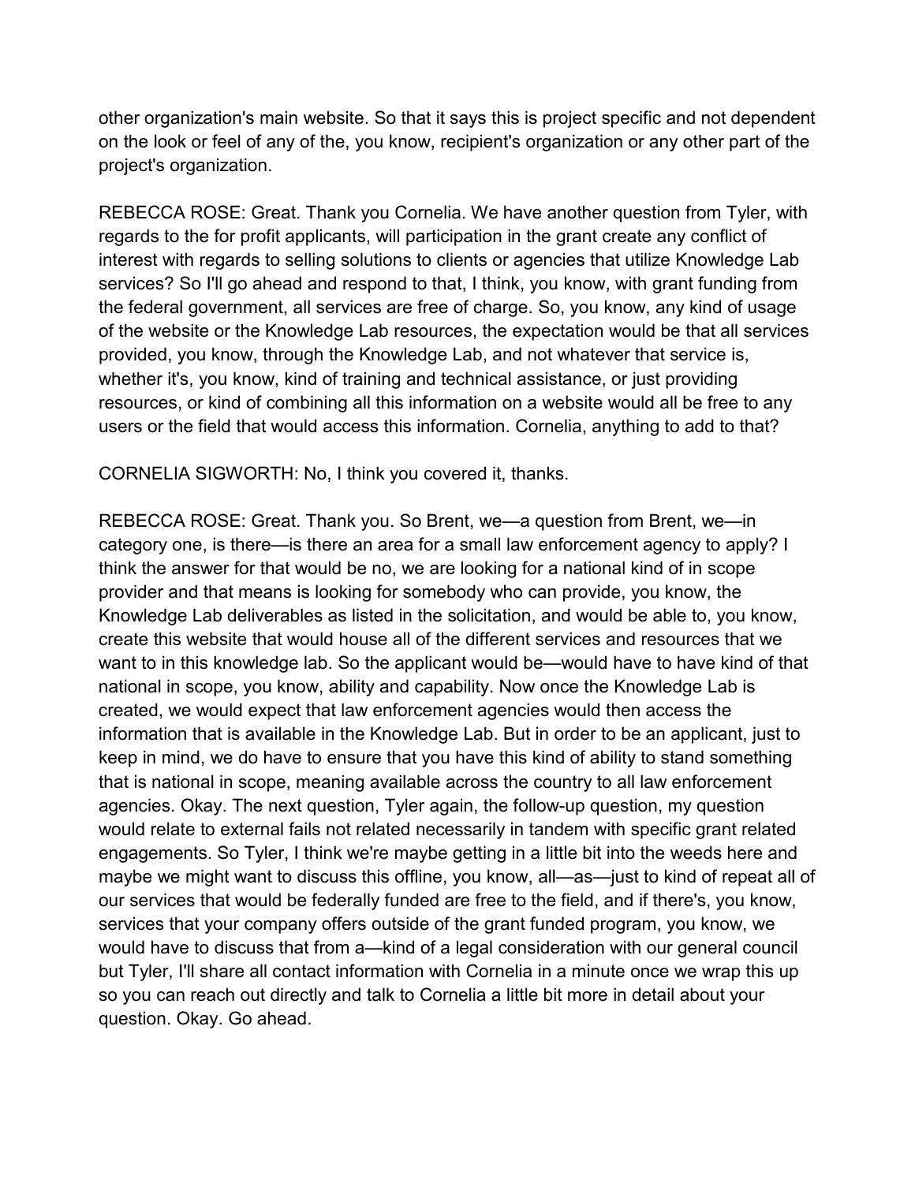other organization's main website. So that it says this is project specific and not dependent on the look or feel of any of the, you know, recipient's organization or any other part of the project's organization.

REBECCA ROSE: Great. Thank you Cornelia. We have another question from Tyler, with regards to the for profit applicants, will participation in the grant create any conflict of interest with regards to selling solutions to clients or agencies that utilize Knowledge Lab services? So I'll go ahead and respond to that, I think, you know, with grant funding from the federal government, all services are free of charge. So, you know, any kind of usage of the website or the Knowledge Lab resources, the expectation would be that all services provided, you know, through the Knowledge Lab, and not whatever that service is, whether it's, you know, kind of training and technical assistance, or just providing resources, or kind of combining all this information on a website would all be free to any users or the field that would access this information. Cornelia, anything to add to that?

CORNELIA SIGWORTH: No, I think you covered it, thanks.

REBECCA ROSE: Great. Thank you. So Brent, we—a question from Brent, we—in category one, is there—is there an area for a small law enforcement agency to apply? I think the answer for that would be no, we are looking for a national kind of in scope provider and that means is looking for somebody who can provide, you know, the Knowledge Lab deliverables as listed in the solicitation, and would be able to, you know, create this website that would house all of the different services and resources that we want to in this knowledge lab. So the applicant would be—would have to have kind of that national in scope, you know, ability and capability. Now once the Knowledge Lab is created, we would expect that law enforcement agencies would then access the information that is available in the Knowledge Lab. But in order to be an applicant, just to keep in mind, we do have to ensure that you have this kind of ability to stand something that is national in scope, meaning available across the country to all law enforcement agencies. Okay. The next question, Tyler again, the follow-up question, my question would relate to external fails not related necessarily in tandem with specific grant related engagements. So Tyler, I think we're maybe getting in a little bit into the weeds here and maybe we might want to discuss this offline, you know, all—as—just to kind of repeat all of our services that would be federally funded are free to the field, and if there's, you know, services that your company offers outside of the grant funded program, you know, we would have to discuss that from a—kind of a legal consideration with our general council but Tyler, I'll share all contact information with Cornelia in a minute once we wrap this up so you can reach out directly and talk to Cornelia a little bit more in detail about your question. Okay. Go ahead.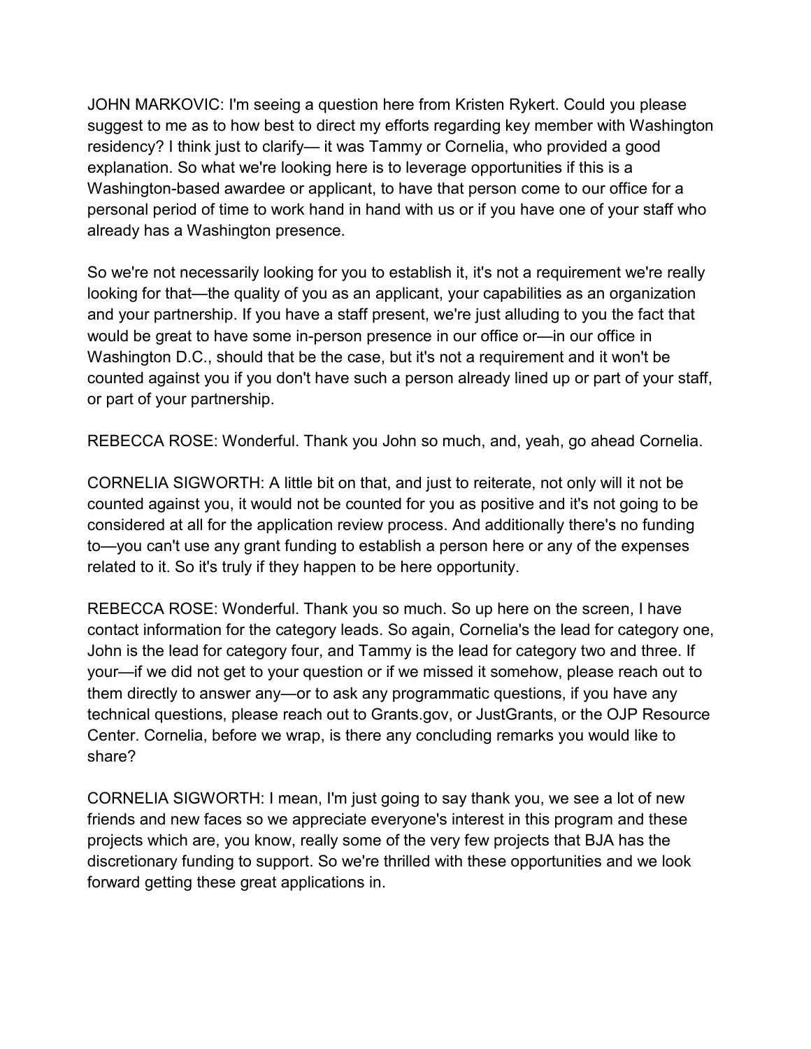JOHN MARKOVIC: I'm seeing a question here from Kristen Rykert. Could you please suggest to me as to how best to direct my efforts regarding key member with Washington residency? I think just to clarify— it was Tammy or Cornelia, who provided a good explanation. So what we're looking here is to leverage opportunities if this is a Washington-based awardee or applicant, to have that person come to our office for a personal period of time to work hand in hand with us or if you have one of your staff who already has a Washington presence.

So we're not necessarily looking for you to establish it, it's not a requirement we're really looking for that—the quality of you as an applicant, your capabilities as an organization and your partnership. If you have a staff present, we're just alluding to you the fact that would be great to have some in-person presence in our office or—in our office in Washington D.C., should that be the case, but it's not a requirement and it won't be counted against you if you don't have such a person already lined up or part of your staff, or part of your partnership.

REBECCA ROSE: Wonderful. Thank you John so much, and, yeah, go ahead Cornelia.

CORNELIA SIGWORTH: A little bit on that, and just to reiterate, not only will it not be counted against you, it would not be counted for you as positive and it's not going to be considered at all for the application review process. And additionally there's no funding to—you can't use any grant funding to establish a person here or any of the expenses related to it. So it's truly if they happen to be here opportunity.

REBECCA ROSE: Wonderful. Thank you so much. So up here on the screen, I have contact information for the category leads. So again, Cornelia's the lead for category one, John is the lead for category four, and Tammy is the lead for category two and three. If your—if we did not get to your question or if we missed it somehow, please reach out to them directly to answer any—or to ask any programmatic questions, if you have any technical questions, please reach out to Grants.gov, or JustGrants, or the OJP Resource Center. Cornelia, before we wrap, is there any concluding remarks you would like to share?

CORNELIA SIGWORTH: I mean, I'm just going to say thank you, we see a lot of new friends and new faces so we appreciate everyone's interest in this program and these projects which are, you know, really some of the very few projects that BJA has the discretionary funding to support. So we're thrilled with these opportunities and we look forward getting these great applications in.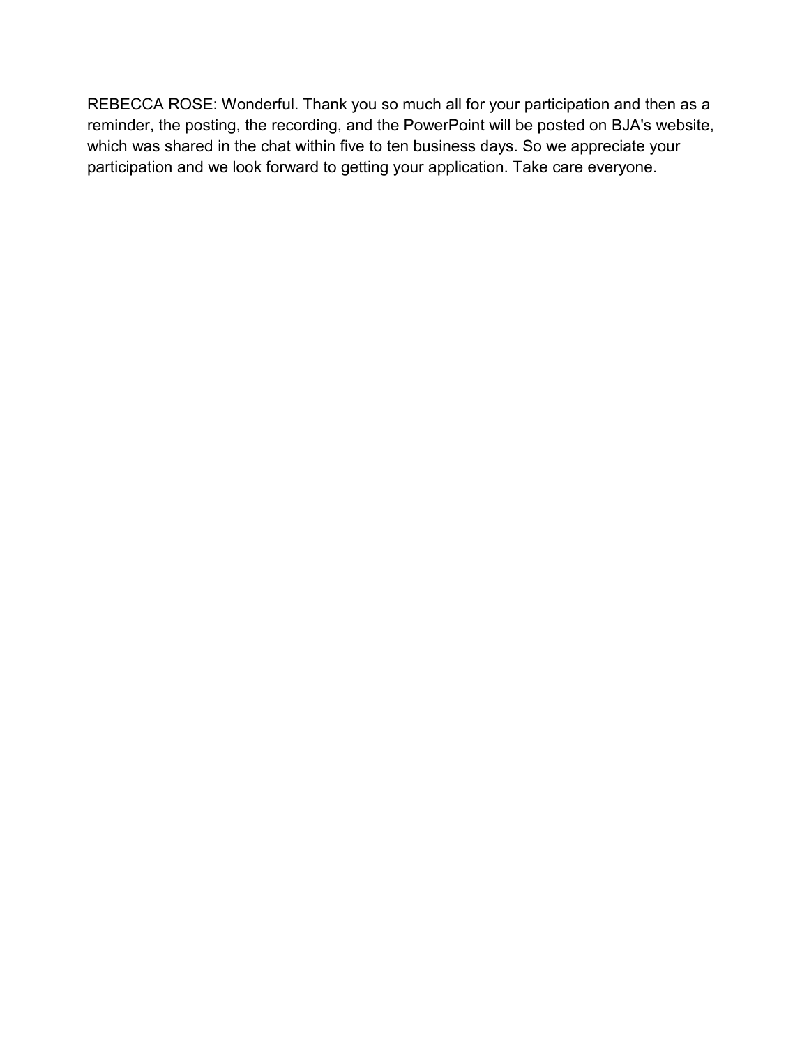REBECCA ROSE: Wonderful. Thank you so much all for your participation and then as a reminder, the posting, the recording, and the PowerPoint will be posted on BJA's website, which was shared in the chat within five to ten business days. So we appreciate your participation and we look forward to getting your application. Take care everyone.